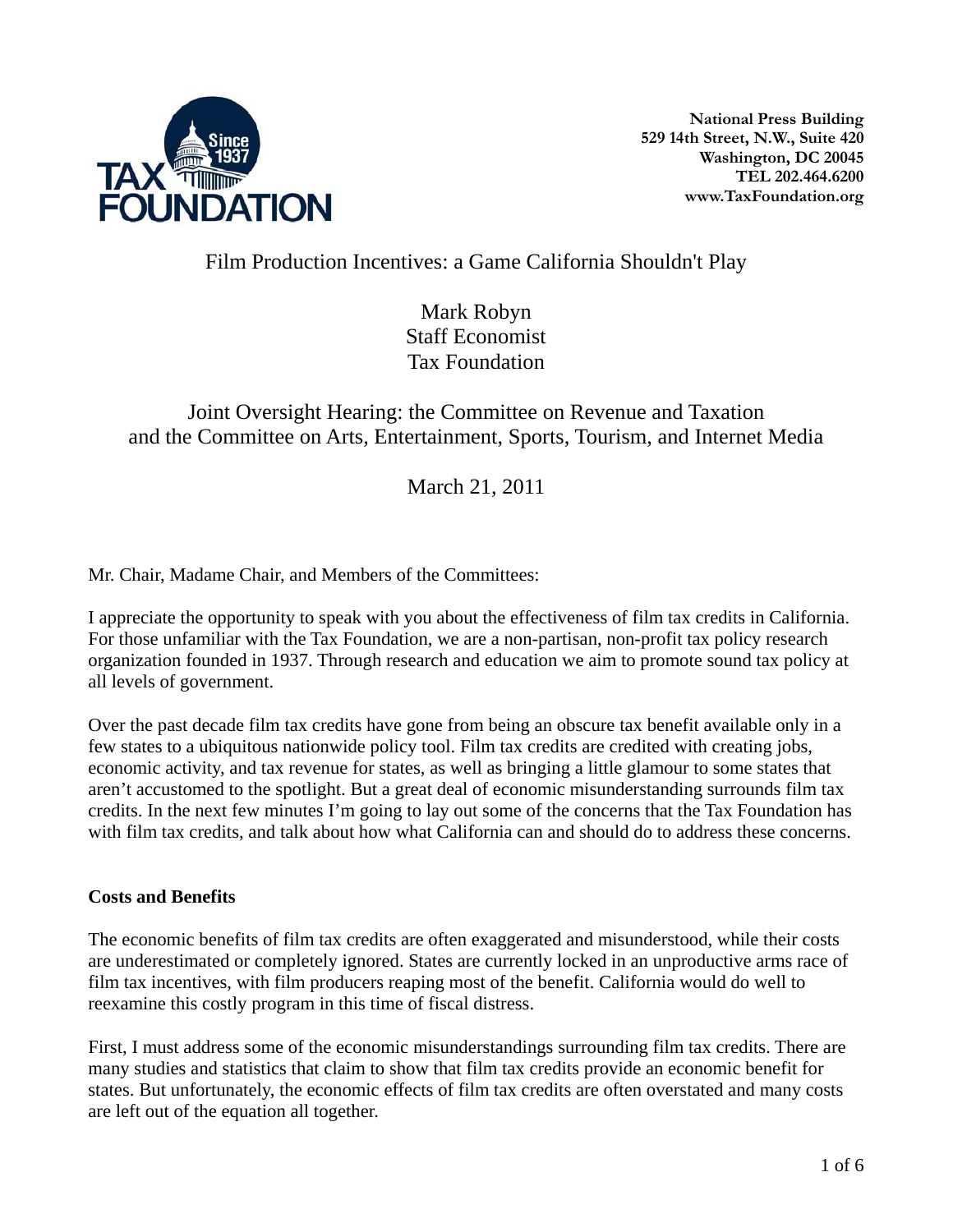National Press Building
529 14th Street, N.W., Suite 420
Washington, DC 20045
TEL 202.464.6200
www.TaxFoundation.org

# Film Production Incentives: a Game California Shouldn't Play

Mark Robyn
Staff Economist
Tax Foundation

Joint Oversight Hearing: the Committee on Revenue and Taxation and the Committee on Arts, Entertainment, Sports, Tourism, and Internet Media

March 21, 2011

Mr. Chair, Madame Chair, and Members of the Committees:

I appreciate the opportunity to speak with you about the effectiveness of film tax credits in California. For those unfamiliar with the Tax Foundation, we are a non-partisan, non-profit tax policy research organization founded in 1937. Through research and education we aim to promote sound tax policy at all levels of government.

Over the past decade film tax credits have gone from being an obscure tax benefit available only in a few states to a ubiquitous nationwide policy tool. Film tax credits are credited with creating jobs, economic activity, and tax revenue for states, as well as bringing a little glamour to some states that aren't accustomed to the spotlight. But a great deal of economic misunderstanding surrounds film tax credits. In the next few minutes I'm going to lay out some of the concerns that the Tax Foundation has with film tax credits, and talk about how what California can and should do to address these concerns.

**Costs and Benefits**

The economic benefits of film tax credits are often exaggerated and misunderstood, while their costs are underestimated or completely ignored. States are currently locked in an unproductive arms race of film tax incentives, with film producers reaping most of the benefit. California would do well to reexamine this costly program in this time of fiscal distress.

First, I must address some of the economic misunderstandings surrounding film tax credits. There are many studies and statistics that claim to show that film tax credits provide an economic benefit for states. But unfortunately, the economic effects of film tax credits are often overstated and many costs are left out of the equation all together.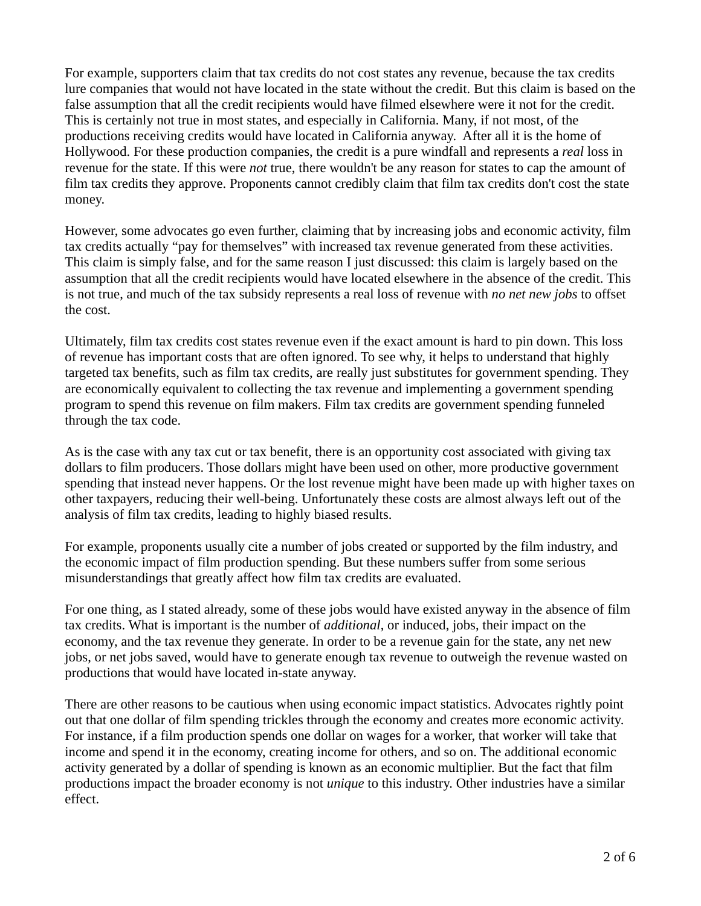For example, supporters claim that tax credits do not cost states any revenue, because the tax credits lure companies that would not have located in the state without the credit. But this claim is based on the false assumption that all the credit recipients would have filmed elsewhere were it not for the credit. This is certainly not true in most states, and especially in California. Many, if not most, of the productions receiving credits would have located in California anyway. After all it is the home of Hollywood. For these production companies, the credit is a pure windfall and represents a *real* loss in revenue for the state. If this were *not* true, there wouldn't be any reason for states to cap the amount of film tax credits they approve. Proponents cannot credibly claim that film tax credits don't cost the state money.

However, some advocates go even further, claiming that by increasing jobs and economic activity, film tax credits actually "pay for themselves" with increased tax revenue generated from these activities. This claim is simply false, and for the same reason I just discussed: this claim is largely based on the assumption that all the credit recipients would have located elsewhere in the absence of the credit. This is not true, and much of the tax subsidy represents a real loss of revenue with *no net new jobs* to offset the cost.

Ultimately, film tax credits cost states revenue even if the exact amount is hard to pin down. This loss of revenue has important costs that are often ignored. To see why, it helps to understand that highly targeted tax benefits, such as film tax credits, are really just substitutes for government spending. They are economically equivalent to collecting the tax revenue and implementing a government spending program to spend this revenue on film makers. Film tax credits are government spending funneled through the tax code.

As is the case with any tax cut or tax benefit, there is an opportunity cost associated with giving tax dollars to film producers. Those dollars might have been used on other, more productive government spending that instead never happens. Or the lost revenue might have been made up with higher taxes on other taxpayers, reducing their well-being. Unfortunately these costs are almost always left out of the analysis of film tax credits, leading to highly biased results.

For example, proponents usually cite a number of jobs created or supported by the film industry, and the economic impact of film production spending. But these numbers suffer from some serious misunderstandings that greatly affect how film tax credits are evaluated.

For one thing, as I stated already, some of these jobs would have existed anyway in the absence of film tax credits. What is important is the number of *additional*, or induced, jobs, their impact on the economy, and the tax revenue they generate. In order to be a revenue gain for the state, any net new jobs, or net jobs saved, would have to generate enough tax revenue to outweigh the revenue wasted on productions that would have located in-state anyway.

There are other reasons to be cautious when using economic impact statistics. Advocates rightly point out that one dollar of film spending trickles through the economy and creates more economic activity. For instance, if a film production spends one dollar on wages for a worker, that worker will take that income and spend it in the economy, creating income for others, and so on. The additional economic activity generated by a dollar of spending is known as an economic multiplier. But the fact that film productions impact the broader economy is not *unique* to this industry. Other industries have a similar effect.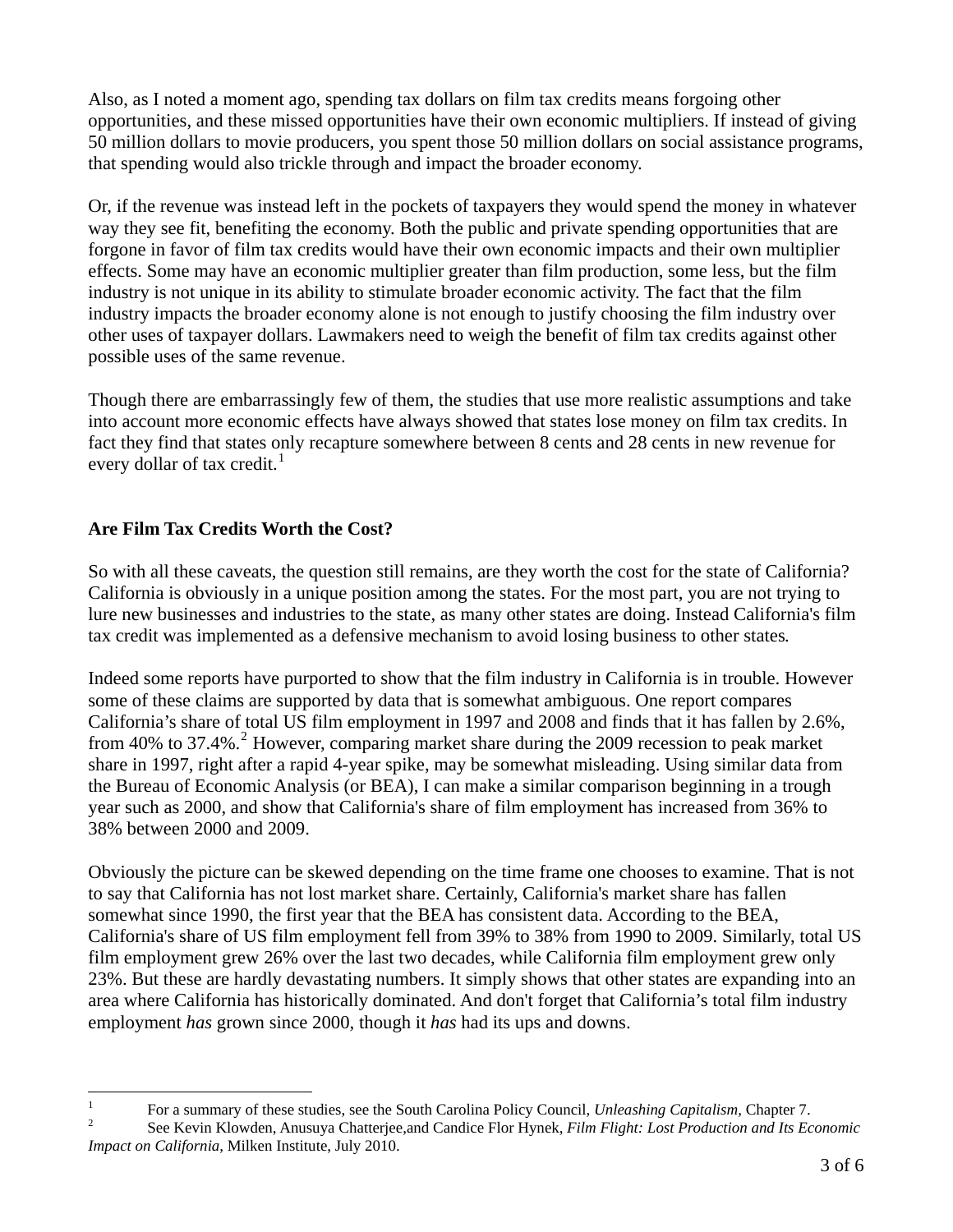Also, as I noted a moment ago, spending tax dollars on film tax credits means forgoing other opportunities, and these missed opportunities have their own economic multipliers. If instead of giving 50 million dollars to movie producers, you spent those 50 million dollars on social assistance programs, that spending would also trickle through and impact the broader economy.

Or, if the revenue was instead left in the pockets of taxpayers they would spend the money in whatever way they see fit, benefiting the economy. Both the public and private spending opportunities that are forgone in favor of film tax credits would have their own economic impacts and their own multiplier effects. Some may have an economic multiplier greater than film production, some less, but the film industry is not unique in its ability to stimulate broader economic activity. The fact that the film industry impacts the broader economy alone is not enough to justify choosing the film industry over other uses of taxpayer dollars. Lawmakers need to weigh the benefit of film tax credits against other possible uses of the same revenue.

Though there are embarrassingly few of them, the studies that use more realistic assumptions and take into account more economic effects have always showed that states lose money on film tax credits. In fact they find that states only recapture somewhere between 8 cents and 28 cents in new revenue for every dollar of tax credit.[1]

**Are Film Tax Credits Worth the Cost?**

So with all these caveats, the question still remains, are they worth the cost for the state of California? California is obviously in a unique position among the states. For the most part, you are not trying to lure new businesses and industries to the state, as many other states are doing. Instead California's film tax credit was implemented as a defensive mechanism to avoid losing business to other states.

Indeed some reports have purported to show that the film industry in California is in trouble. However some of these claims are supported by data that is somewhat ambiguous. One report compares California's share of total US film employment in 1997 and 2008 and finds that it has fallen by 2.6%, from 40% to 37.4%.[2] However, comparing market share during the 2009 recession to peak market share in 1997, right after a rapid 4-year spike, may be somewhat misleading. Using similar data from the Bureau of Economic Analysis (or BEA), I can make a similar comparison beginning in a trough year such as 2000, and show that California's share of film employment has increased from 36% to 38% between 2000 and 2009.

Obviously the picture can be skewed depending on the time frame one chooses to examine. That is not to say that California has not lost market share. Certainly, California's market share has fallen somewhat since 1990, the first year that the BEA has consistent data. According to the BEA, California's share of US film employment fell from 39% to 38% from 1990 to 2009. Similarly, total US film employment grew 26% over the last two decades, while California film employment grew only 23%. But these are hardly devastating numbers. It simply shows that other states are expanding into an area where California has historically dominated. And don't forget that California's total film industry employment *has* grown since 2000, though it *has* had its ups and downs.

---

[1] For a summary of these studies, see the South Carolina Policy Council, *Unleashing Capitalism,* Chapter 7.

[2] See Kevin Klowden, Anusuya Chatterjee,and Candice Flor Hynek, *Film Flight: Lost Production and Its Economic Impact on California*, Milken Institute, July 2010.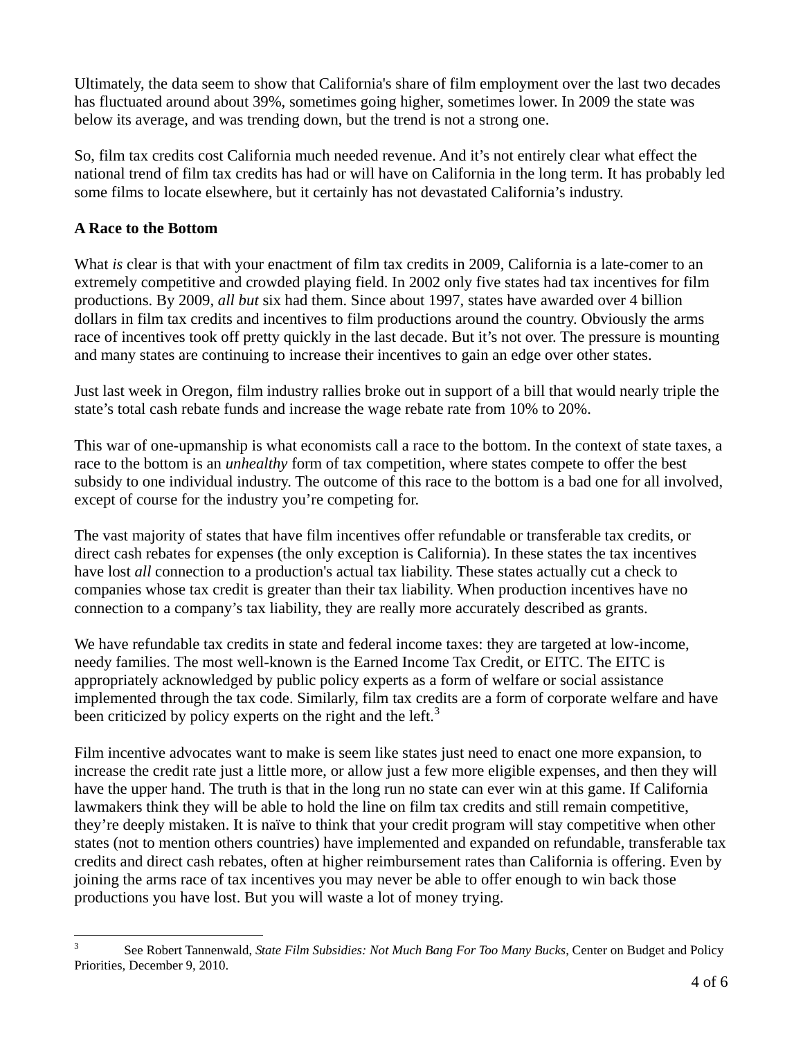Ultimately, the data seem to show that California's share of film employment over the last two decades has fluctuated around about 39%, sometimes going higher, sometimes lower. In 2009 the state was below its average, and was trending down, but the trend is not a strong one.

So, film tax credits cost California much needed revenue. And it's not entirely clear what effect the national trend of film tax credits has had or will have on California in the long term. It has probably led some films to locate elsewhere, but it certainly has not devastated California's industry.

**A Race to the Bottom**

What *is* clear is that with your enactment of film tax credits in 2009, California is a late-comer to an extremely competitive and crowded playing field. In 2002 only five states had tax incentives for film productions. By 2009, *all but* six had them. Since about 1997, states have awarded over 4 billion dollars in film tax credits and incentives to film productions around the country. Obviously the arms race of incentives took off pretty quickly in the last decade. But it's not over. The pressure is mounting and many states are continuing to increase their incentives to gain an edge over other states.

Just last week in Oregon, film industry rallies broke out in support of a bill that would nearly triple the state's total cash rebate funds and increase the wage rebate rate from 10% to 20%.

This war of one-upmanship is what economists call a race to the bottom. In the context of state taxes, a race to the bottom is an *unhealthy* form of tax competition, where states compete to offer the best subsidy to one individual industry. The outcome of this race to the bottom is a bad one for all involved, except of course for the industry you're competing for.

The vast majority of states that have film incentives offer refundable or transferable tax credits, or direct cash rebates for expenses (the only exception is California). In these states the tax incentives have lost *all* connection to a production's actual tax liability. These states actually cut a check to companies whose tax credit is greater than their tax liability. When production incentives have no connection to a company's tax liability, they are really more accurately described as grants.

We have refundable tax credits in state and federal income taxes: they are targeted at low-income, needy families. The most well-known is the Earned Income Tax Credit, or EITC. The EITC is appropriately acknowledged by public policy experts as a form of welfare or social assistance implemented through the tax code. Similarly, film tax credits are a form of corporate welfare and have been criticized by policy experts on the right and the left.[3]

Film incentive advocates want to make is seem like states just need to enact one more expansion, to increase the credit rate just a little more, or allow just a few more eligible expenses, and then they will have the upper hand. The truth is that in the long run no state can ever win at this game. If California lawmakers think they will be able to hold the line on film tax credits and still remain competitive, they're deeply mistaken. It is naïve to think that your credit program will stay competitive when other states (not to mention others countries) have implemented and expanded on refundable, transferable tax credits and direct cash rebates, often at higher reimbursement rates than California is offering. Even by joining the arms race of tax incentives you may never be able to offer enough to win back those productions you have lost. But you will waste a lot of money trying.

---

[3] See Robert Tannenwald, *State Film Subsidies: Not Much Bang For Too Many Bucks*, Center on Budget and Policy Priorities, December 9, 2010.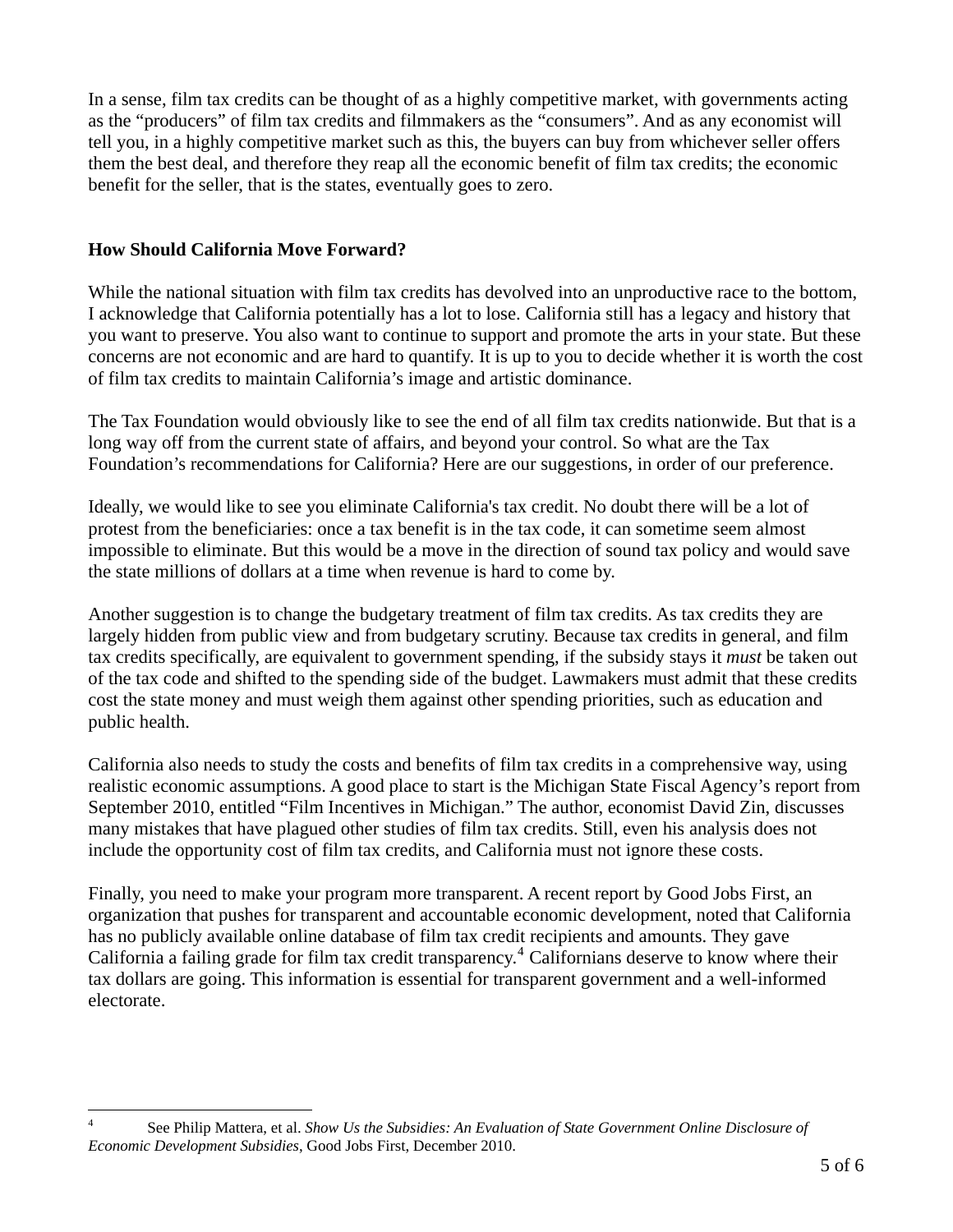In a sense, film tax credits can be thought of as a highly competitive market, with governments acting as the "producers" of film tax credits and filmmakers as the "consumers". And as any economist will tell you, in a highly competitive market such as this, the buyers can buy from whichever seller offers them the best deal, and therefore they reap all the economic benefit of film tax credits; the economic benefit for the seller, that is the states, eventually goes to zero.

**How Should California Move Forward?**

While the national situation with film tax credits has devolved into an unproductive race to the bottom, I acknowledge that California potentially has a lot to lose. California still has a legacy and history that you want to preserve. You also want to continue to support and promote the arts in your state. But these concerns are not economic and are hard to quantify. It is up to you to decide whether it is worth the cost of film tax credits to maintain California's image and artistic dominance.

The Tax Foundation would obviously like to see the end of all film tax credits nationwide. But that is a long way off from the current state of affairs, and beyond your control. So what are the Tax Foundation's recommendations for California? Here are our suggestions, in order of our preference.

Ideally, we would like to see you eliminate California's tax credit. No doubt there will be a lot of protest from the beneficiaries: once a tax benefit is in the tax code, it can sometime seem almost impossible to eliminate. But this would be a move in the direction of sound tax policy and would save the state millions of dollars at a time when revenue is hard to come by.

Another suggestion is to change the budgetary treatment of film tax credits. As tax credits they are largely hidden from public view and from budgetary scrutiny. Because tax credits in general, and film tax credits specifically, are equivalent to government spending, if the subsidy stays it *must* be taken out of the tax code and shifted to the spending side of the budget. Lawmakers must admit that these credits cost the state money and must weigh them against other spending priorities, such as education and public health.

California also needs to study the costs and benefits of film tax credits in a comprehensive way, using realistic economic assumptions. A good place to start is the Michigan State Fiscal Agency's report from September 2010, entitled "Film Incentives in Michigan." The author, economist David Zin, discusses many mistakes that have plagued other studies of film tax credits. Still, even his analysis does not include the opportunity cost of film tax credits, and California must not ignore these costs.

Finally, you need to make your program more transparent. A recent report by Good Jobs First, an organization that pushes for transparent and accountable economic development, noted that California has no publicly available online database of film tax credit recipients and amounts. They gave California a failing grade for film tax credit transparency.[4] Californians deserve to know where their tax dollars are going. This information is essential for transparent government and a well-informed electorate.

---

[4] See Philip Mattera, et al. *Show Us the Subsidies: An Evaluation of State Government Online Disclosure of Economic Development Subsidies*, Good Jobs First, December 2010.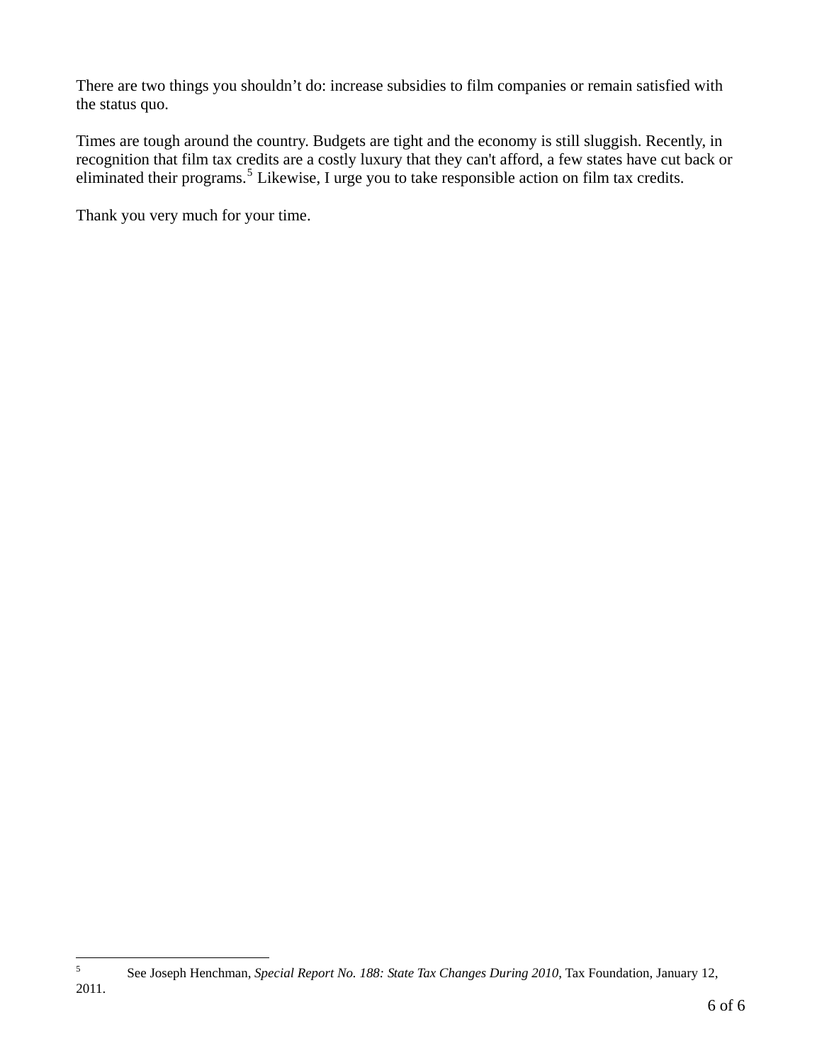There are two things you shouldn't do: increase subsidies to film companies or remain satisfied with the status quo.

Times are tough around the country. Budgets are tight and the economy is still sluggish. Recently, in recognition that film tax credits are a costly luxury that they can't afford, a few states have cut back or eliminated their programs.[5] Likewise, I urge you to take responsible action on film tax credits.

Thank you very much for your time.

---

[5] See Joseph Henchman, *Special Report No. 188: State Tax Changes During 2010*, Tax Foundation, January 12, 2011.